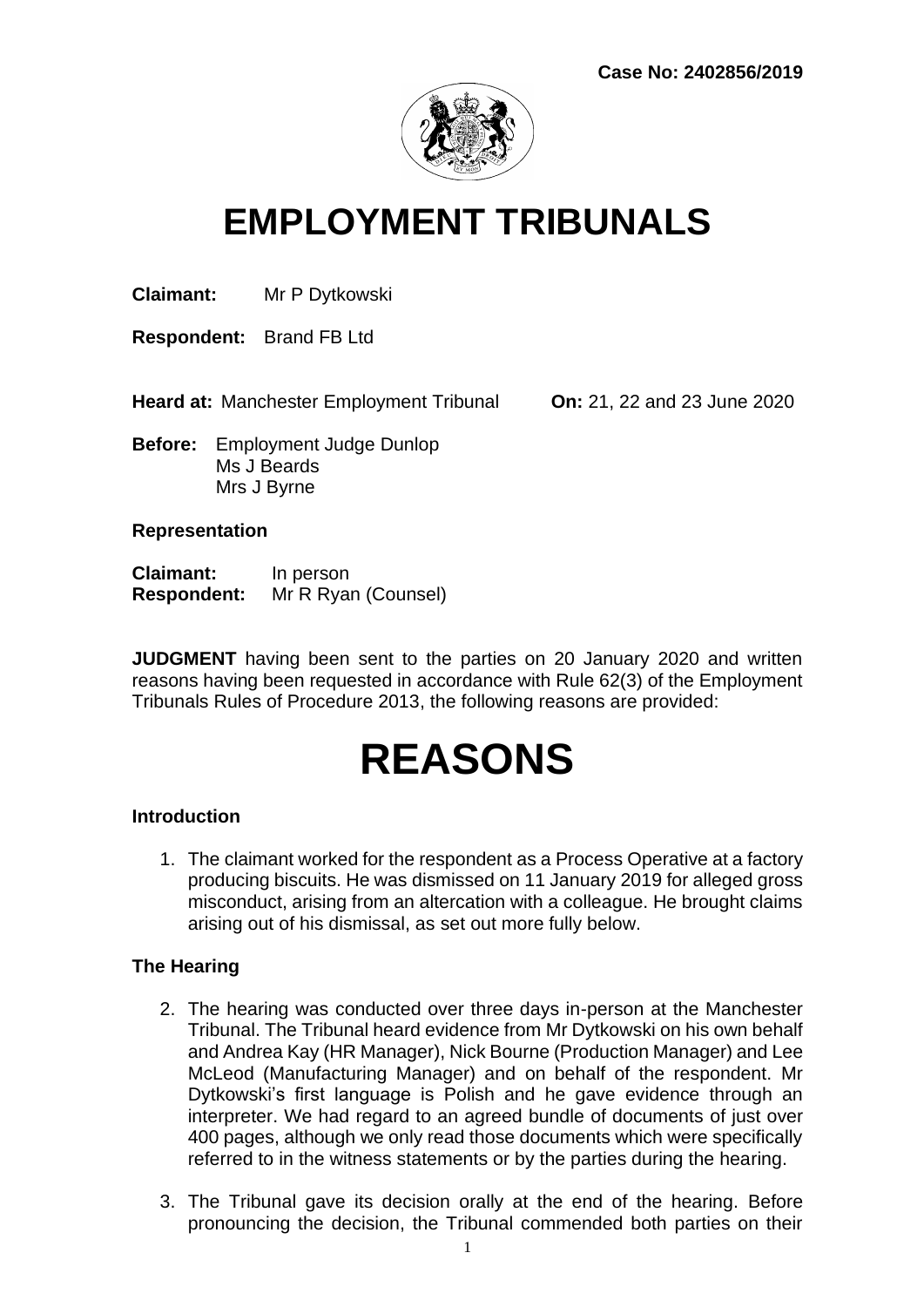**Case No: 2402856/2019**

# EMPLOYMENT TRIBUNALS

**Claimant:** Mr P Dytkowski

**Respondent:** Brand FB Ltd

**Heard at:** Manchester Employment Tribunal **On:** 21, 22 and 23 June 2020

**Before:** Employment Judge Dunlop
Ms J Beards
Mrs J Byrne

**Representation**

**Claimant:** In person
**Respondent:** Mr R Ryan (Counsel)

**JUDGMENT** having been sent to the parties on 20 January 2020 and written reasons having been requested in accordance with Rule 62(3) of the Employment Tribunals Rules of Procedure 2013, the following reasons are provided:

# REASONS

## Introduction

1. The claimant worked for the respondent as a Process Operative at a factory producing biscuits. He was dismissed on 11 January 2019 for alleged gross misconduct, arising from an altercation with a colleague. He brought claims arising out of his dismissal, as set out more fully below.

## The Hearing

2. The hearing was conducted over three days in-person at the Manchester Tribunal. The Tribunal heard evidence from Mr Dytkowski on his own behalf and Andrea Kay (HR Manager), Nick Bourne (Production Manager) and Lee McLeod (Manufacturing Manager) and on behalf of the respondent. Mr Dytkowski's first language is Polish and he gave evidence through an interpreter. We had regard to an agreed bundle of documents of just over 400 pages, although we only read those documents which were specifically referred to in the witness statements or by the parties during the hearing.

3. The Tribunal gave its decision orally at the end of the hearing. Before pronouncing the decision, the Tribunal commended both parties on their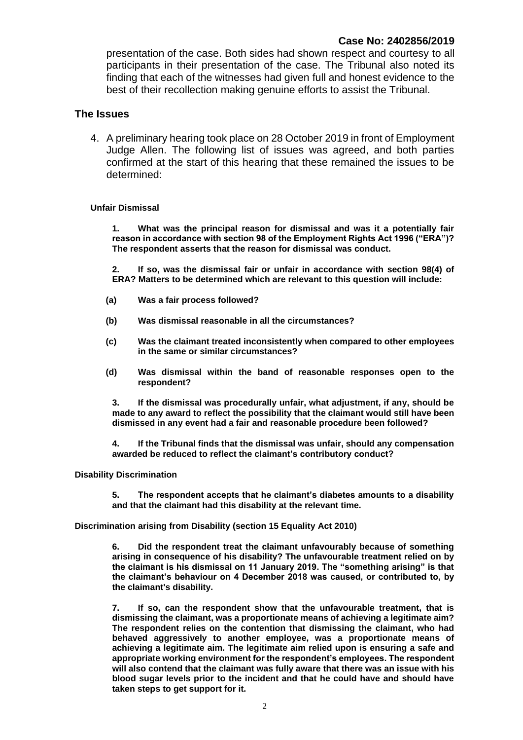presentation of the case. Both sides had shown respect and courtesy to all participants in their presentation of the case. The Tribunal also noted its finding that each of the witnesses had given full and honest evidence to the best of their recollection making genuine efforts to assist the Tribunal.

## The Issues

4. A preliminary hearing took place on 28 October 2019 in front of Employment Judge Allen. The following list of issues was agreed, and both parties confirmed at the start of this hearing that these remained the issues to be determined:

**Unfair Dismissal**

**1. What was the principal reason for dismissal and was it a potentially fair reason in accordance with section 98 of the Employment Rights Act 1996 ("ERA")? The respondent asserts that the reason for dismissal was conduct.**

**2. If so, was the dismissal fair or unfair in accordance with section 98(4) of ERA? Matters to be determined which are relevant to this question will include:**

**(a) Was a fair process followed?**

**(b) Was dismissal reasonable in all the circumstances?**

**(c) Was the claimant treated inconsistently when compared to other employees in the same or similar circumstances?**

**(d) Was dismissal within the band of reasonable responses open to the respondent?**

**3. If the dismissal was procedurally unfair, what adjustment, if any, should be made to any award to reflect the possibility that the claimant would still have been dismissed in any event had a fair and reasonable procedure been followed?**

**4. If the Tribunal finds that the dismissal was unfair, should any compensation awarded be reduced to reflect the claimant's contributory conduct?**

**Disability Discrimination**

**5. The respondent accepts that he claimant's diabetes amounts to a disability and that the claimant had this disability at the relevant time.**

**Discrimination arising from Disability (section 15 Equality Act 2010)**

**6. Did the respondent treat the claimant unfavourably because of something arising in consequence of his disability? The unfavourable treatment relied on by the claimant is his dismissal on 11 January 2019. The "something arising" is that the claimant's behaviour on 4 December 2018 was caused, or contributed to, by the claimant's disability.**

**7. If so, can the respondent show that the unfavourable treatment, that is dismissing the claimant, was a proportionate means of achieving a legitimate aim? The respondent relies on the contention that dismissing the claimant, who had behaved aggressively to another employee, was a proportionate means of achieving a legitimate aim. The legitimate aim relied upon is ensuring a safe and appropriate working environment for the respondent's employees. The respondent will also contend that the claimant was fully aware that there was an issue with his blood sugar levels prior to the incident and that he could have and should have taken steps to get support for it.**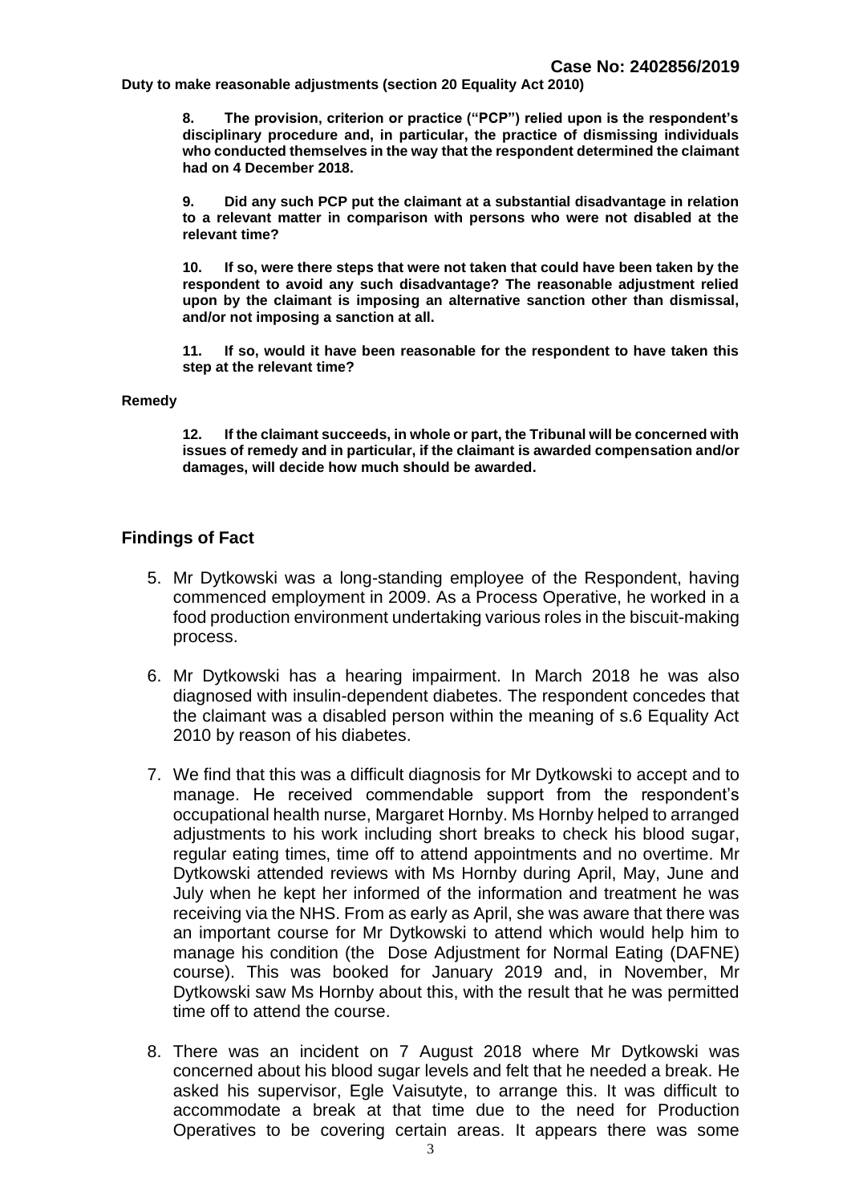**Duty to make reasonable adjustments (section 20 Equality Act 2010)**

> **8. The provision, criterion or practice ("PCP") relied upon is the respondent's disciplinary procedure and, in particular, the practice of dismissing individuals who conducted themselves in the way that the respondent determined the claimant had on 4 December 2018.**
>
> **9. Did any such PCP put the claimant at a substantial disadvantage in relation to a relevant matter in comparison with persons who were not disabled at the relevant time?**
>
> **10. If so, were there steps that were not taken that could have been taken by the respondent to avoid any such disadvantage? The reasonable adjustment relied upon by the claimant is imposing an alternative sanction other than dismissal, and/or not imposing a sanction at all.**
>
> **11. If so, would it have been reasonable for the respondent to have taken this step at the relevant time?**

**Remedy**

> **12. If the claimant succeeds, in whole or part, the Tribunal will be concerned with issues of remedy and in particular, if the claimant is awarded compensation and/or damages, will decide how much should be awarded.**

## Findings of Fact

5. Mr Dytkowski was a long-standing employee of the Respondent, having commenced employment in 2009. As a Process Operative, he worked in a food production environment undertaking various roles in the biscuit-making process.

6. Mr Dytkowski has a hearing impairment. In March 2018 he was also diagnosed with insulin-dependent diabetes. The respondent concedes that the claimant was a disabled person within the meaning of s.6 Equality Act 2010 by reason of his diabetes.

7. We find that this was a difficult diagnosis for Mr Dytkowski to accept and to manage. He received commendable support from the respondent's occupational health nurse, Margaret Hornby. Ms Hornby helped to arranged adjustments to his work including short breaks to check his blood sugar, regular eating times, time off to attend appointments and no overtime. Mr Dytkowski attended reviews with Ms Hornby during April, May, June and July when he kept her informed of the information and treatment he was receiving via the NHS. From as early as April, she was aware that there was an important course for Mr Dytkowski to attend which would help him to manage his condition (the Dose Adjustment for Normal Eating (DAFNE) course). This was booked for January 2019 and, in November, Mr Dytkowski saw Ms Hornby about this, with the result that he was permitted time off to attend the course.

8. There was an incident on 7 August 2018 where Mr Dytkowski was concerned about his blood sugar levels and felt that he needed a break. He asked his supervisor, Egle Vaisutyte, to arrange this. It was difficult to accommodate a break at that time due to the need for Production Operatives to be covering certain areas. It appears there was some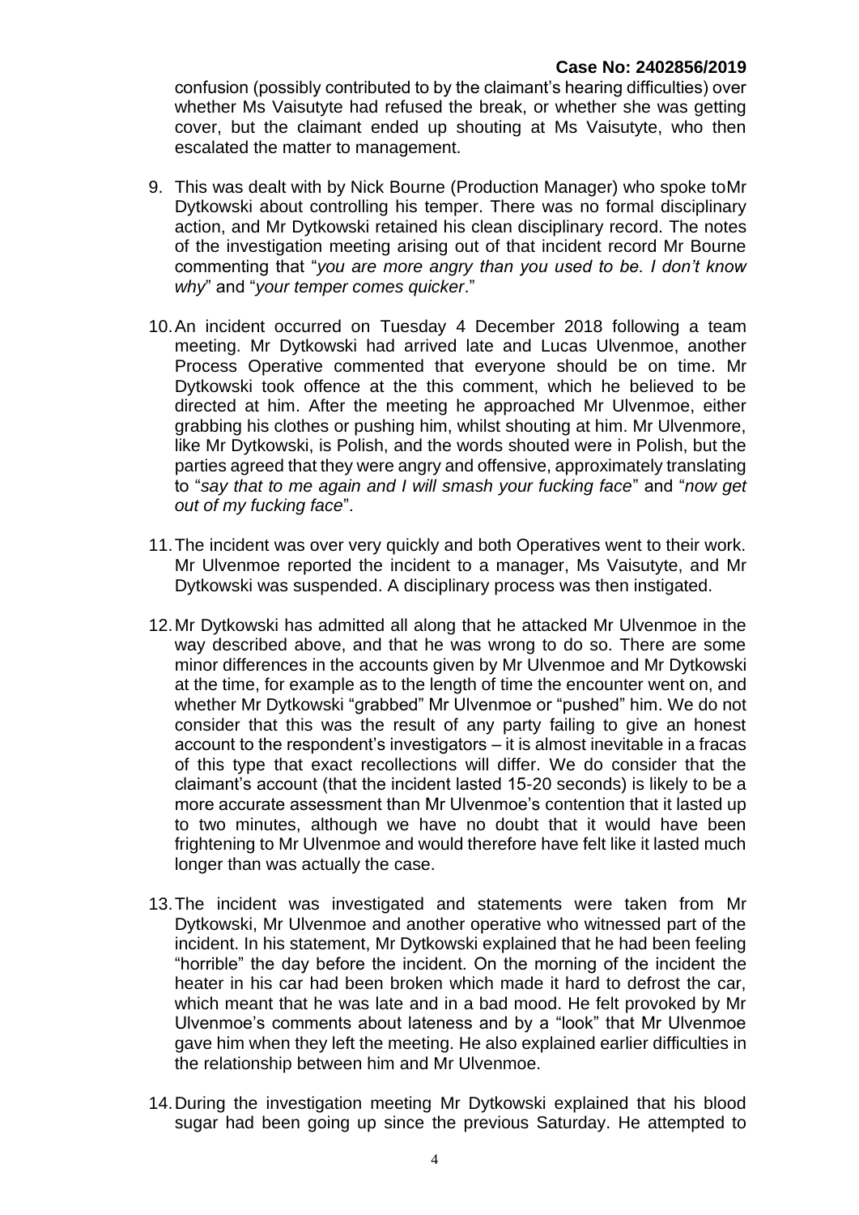confusion (possibly contributed to by the claimant's hearing difficulties) over whether Ms Vaisutyte had refused the break, or whether she was getting cover, but the claimant ended up shouting at Ms Vaisutyte, who then escalated the matter to management.

9. This was dealt with by Nick Bourne (Production Manager) who spoke toMr Dytkowski about controlling his temper. There was no formal disciplinary action, and Mr Dytkowski retained his clean disciplinary record. The notes of the investigation meeting arising out of that incident record Mr Bourne commenting that "*you are more angry than you used to be. I don't know why*" and "*your temper comes quicker*."

10. An incident occurred on Tuesday 4 December 2018 following a team meeting. Mr Dytkowski had arrived late and Lucas Ulvenmoe, another Process Operative commented that everyone should be on time. Mr Dytkowski took offence at the this comment, which he believed to be directed at him. After the meeting he approached Mr Ulvenmoe, either grabbing his clothes or pushing him, whilst shouting at him. Mr Ulvenmore, like Mr Dytkowski, is Polish, and the words shouted were in Polish, but the parties agreed that they were angry and offensive, approximately translating to "*say that to me again and I will smash your fucking face*" and "*now get out of my fucking face*".

11. The incident was over very quickly and both Operatives went to their work. Mr Ulvenmoe reported the incident to a manager, Ms Vaisutyte, and Mr Dytkowski was suspended. A disciplinary process was then instigated.

12. Mr Dytkowski has admitted all along that he attacked Mr Ulvenmoe in the way described above, and that he was wrong to do so. There are some minor differences in the accounts given by Mr Ulvenmoe and Mr Dytkowski at the time, for example as to the length of time the encounter went on, and whether Mr Dytkowski "grabbed" Mr Ulvenmoe or "pushed" him. We do not consider that this was the result of any party failing to give an honest account to the respondent's investigators – it is almost inevitable in a fracas of this type that exact recollections will differ. We do consider that the claimant's account (that the incident lasted 15-20 seconds) is likely to be a more accurate assessment than Mr Ulvenmoe's contention that it lasted up to two minutes, although we have no doubt that it would have been frightening to Mr Ulvenmoe and would therefore have felt like it lasted much longer than was actually the case.

13. The incident was investigated and statements were taken from Mr Dytkowski, Mr Ulvenmoe and another operative who witnessed part of the incident. In his statement, Mr Dytkowski explained that he had been feeling "horrible" the day before the incident. On the morning of the incident the heater in his car had been broken which made it hard to defrost the car, which meant that he was late and in a bad mood. He felt provoked by Mr Ulvenmoe's comments about lateness and by a "look" that Mr Ulvenmoe gave him when they left the meeting. He also explained earlier difficulties in the relationship between him and Mr Ulvenmoe.

14. During the investigation meeting Mr Dytkowski explained that his blood sugar had been going up since the previous Saturday. He attempted to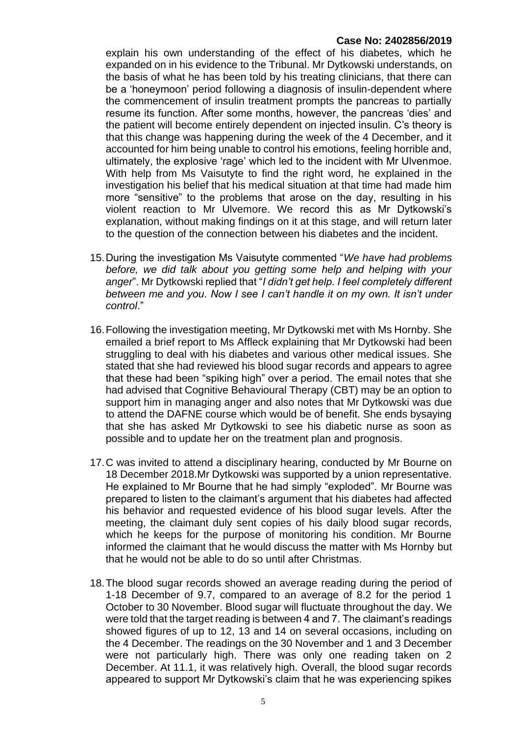explain his own understanding of the effect of his diabetes, which he expanded on in his evidence to the Tribunal. Mr Dytkowski understands, on the basis of what he has been told by his treating clinicians, that there can be a 'honeymoon' period following a diagnosis of insulin-dependent where the commencement of insulin treatment prompts the pancreas to partially resume its function. After some months, however, the pancreas 'dies' and the patient will become entirely dependent on injected insulin. C's theory is that this change was happening during the week of the 4 December, and it accounted for him being unable to control his emotions, feeling horrible and, ultimately, the explosive 'rage' which led to the incident with Mr Ulvenmoe. With help from Ms Vaisutyte to find the right word, he explained in the investigation his belief that his medical situation at that time had made him more "sensitive" to the problems that arose on the day, resulting in his violent reaction to Mr Ulvemore. We record this as Mr Dytkowski's explanation, without making findings on it at this stage, and will return later to the question of the connection between his diabetes and the incident.

15. During the investigation Ms Vaisutyte commented "*We have had problems before, we did talk about you getting some help and helping with your anger*". Mr Dytkowski replied that "*I didn't get help. I feel completely different between me and you. Now I see I can't handle it on my own. It isn't under control*."

16. Following the investigation meeting, Mr Dytkowski met with Ms Hornby. She emailed a brief report to Ms Affleck explaining that Mr Dytkowski had been struggling to deal with his diabetes and various other medical issues. She stated that she had reviewed his blood sugar records and appears to agree that these had been "spiking high" over a period. The email notes that she had advised that Cognitive Behavioural Therapy (CBT) may be an option to support him in managing anger and also notes that Mr Dytkowski was due to attend the DAFNE course which would be of benefit. She ends bysaying that she has asked Mr Dytkowski to see his diabetic nurse as soon as possible and to update her on the treatment plan and prognosis.

17. C was invited to attend a disciplinary hearing, conducted by Mr Bourne on 18 December 2018.Mr Dytkowski was supported by a union representative. He explained to Mr Bourne that he had simply "exploded". Mr Bourne was prepared to listen to the claimant's argument that his diabetes had affected his behavior and requested evidence of his blood sugar levels. After the meeting, the claimant duly sent copies of his daily blood sugar records, which he keeps for the purpose of monitoring his condition. Mr Bourne informed the claimant that he would discuss the matter with Ms Hornby but that he would not be able to do so until after Christmas.

18. The blood sugar records showed an average reading during the period of 1-18 December of 9.7, compared to an average of 8.2 for the period 1 October to 30 November. Blood sugar will fluctuate throughout the day. We were told that the target reading is between 4 and 7. The claimant's readings showed figures of up to 12, 13 and 14 on several occasions, including on the 4 December. The readings on the 30 November and 1 and 3 December were not particularly high. There was only one reading taken on 2 December. At 11.1, it was relatively high. Overall, the blood sugar records appeared to support Mr Dytkowski's claim that he was experiencing spikes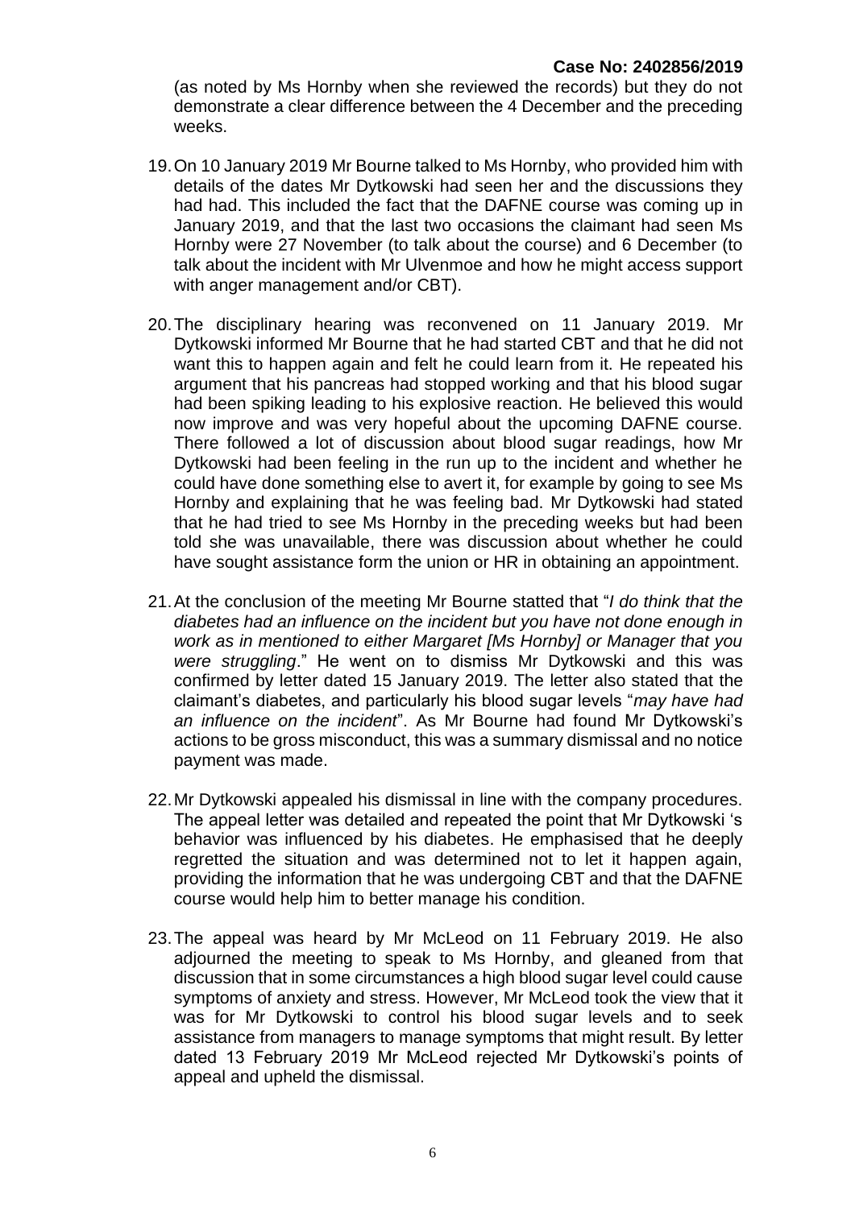(as noted by Ms Hornby when she reviewed the records) but they do not demonstrate a clear difference between the 4 December and the preceding weeks.

19. On 10 January 2019 Mr Bourne talked to Ms Hornby, who provided him with details of the dates Mr Dytkowski had seen her and the discussions they had had. This included the fact that the DAFNE course was coming up in January 2019, and that the last two occasions the claimant had seen Ms Hornby were 27 November (to talk about the course) and 6 December (to talk about the incident with Mr Ulvenmoe and how he might access support with anger management and/or CBT).

20. The disciplinary hearing was reconvened on 11 January 2019. Mr Dytkowski informed Mr Bourne that he had started CBT and that he did not want this to happen again and felt he could learn from it. He repeated his argument that his pancreas had stopped working and that his blood sugar had been spiking leading to his explosive reaction. He believed this would now improve and was very hopeful about the upcoming DAFNE course. There followed a lot of discussion about blood sugar readings, how Mr Dytkowski had been feeling in the run up to the incident and whether he could have done something else to avert it, for example by going to see Ms Hornby and explaining that he was feeling bad. Mr Dytkowski had stated that he had tried to see Ms Hornby in the preceding weeks but had been told she was unavailable, there was discussion about whether he could have sought assistance form the union or HR in obtaining an appointment.

21. At the conclusion of the meeting Mr Bourne statted that "*I do think that the diabetes had an influence on the incident but you have not done enough in work as in mentioned to either Margaret [Ms Hornby] or Manager that you were struggling*." He went on to dismiss Mr Dytkowski and this was confirmed by letter dated 15 January 2019. The letter also stated that the claimant's diabetes, and particularly his blood sugar levels "*may have had an influence on the incident*". As Mr Bourne had found Mr Dytkowski's actions to be gross misconduct, this was a summary dismissal and no notice payment was made.

22. Mr Dytkowski appealed his dismissal in line with the company procedures. The appeal letter was detailed and repeated the point that Mr Dytkowski 's behavior was influenced by his diabetes. He emphasised that he deeply regretted the situation and was determined not to let it happen again, providing the information that he was undergoing CBT and that the DAFNE course would help him to better manage his condition.

23. The appeal was heard by Mr McLeod on 11 February 2019. He also adjourned the meeting to speak to Ms Hornby, and gleaned from that discussion that in some circumstances a high blood sugar level could cause symptoms of anxiety and stress. However, Mr McLeod took the view that it was for Mr Dytkowski to control his blood sugar levels and to seek assistance from managers to manage symptoms that might result. By letter dated 13 February 2019 Mr McLeod rejected Mr Dytkowski's points of appeal and upheld the dismissal.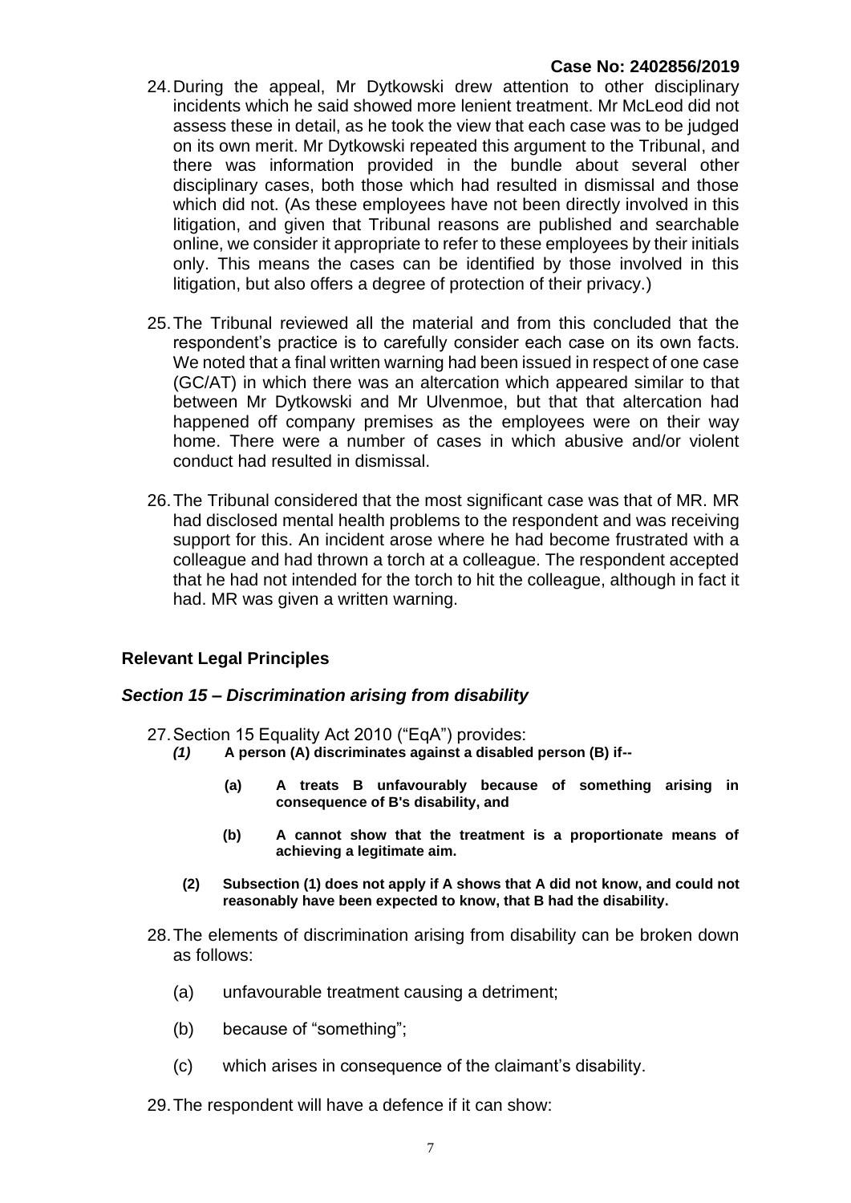24. During the appeal, Mr Dytkowski drew attention to other disciplinary incidents which he said showed more lenient treatment. Mr McLeod did not assess these in detail, as he took the view that each case was to be judged on its own merit. Mr Dytkowski repeated this argument to the Tribunal, and there was information provided in the bundle about several other disciplinary cases, both those which had resulted in dismissal and those which did not. (As these employees have not been directly involved in this litigation, and given that Tribunal reasons are published and searchable online, we consider it appropriate to refer to these employees by their initials only. This means the cases can be identified by those involved in this litigation, but also offers a degree of protection of their privacy.)

25. The Tribunal reviewed all the material and from this concluded that the respondent's practice is to carefully consider each case on its own facts. We noted that a final written warning had been issued in respect of one case (GC/AT) in which there was an altercation which appeared similar to that between Mr Dytkowski and Mr Ulvenmoe, but that that altercation had happened off company premises as the employees were on their way home. There were a number of cases in which abusive and/or violent conduct had resulted in dismissal.

26. The Tribunal considered that the most significant case was that of MR. MR had disclosed mental health problems to the respondent and was receiving support for this. An incident arose where he had become frustrated with a colleague and had thrown a torch at a colleague. The respondent accepted that he had not intended for the torch to hit the colleague, although in fact it had. MR was given a written warning.

## Relevant Legal Principles

### *Section 15 – Discrimination arising from disability*

27. Section 15 Equality Act 2010 ("EqA") provides:

    ***(1)*** **A person (A) discriminates against a disabled person (B) if--**

    **(a) A treats B unfavourably because of something arising in consequence of B's disability, and**

    **(b) A cannot show that the treatment is a proportionate means of achieving a legitimate aim.**

    **(2) Subsection (1) does not apply if A shows that A did not know, and could not reasonably have been expected to know, that B had the disability.**

28. The elements of discrimination arising from disability can be broken down as follows:

    (a) unfavourable treatment causing a detriment;

    (b) because of "something";

    (c) which arises in consequence of the claimant's disability.

29. The respondent will have a defence if it can show: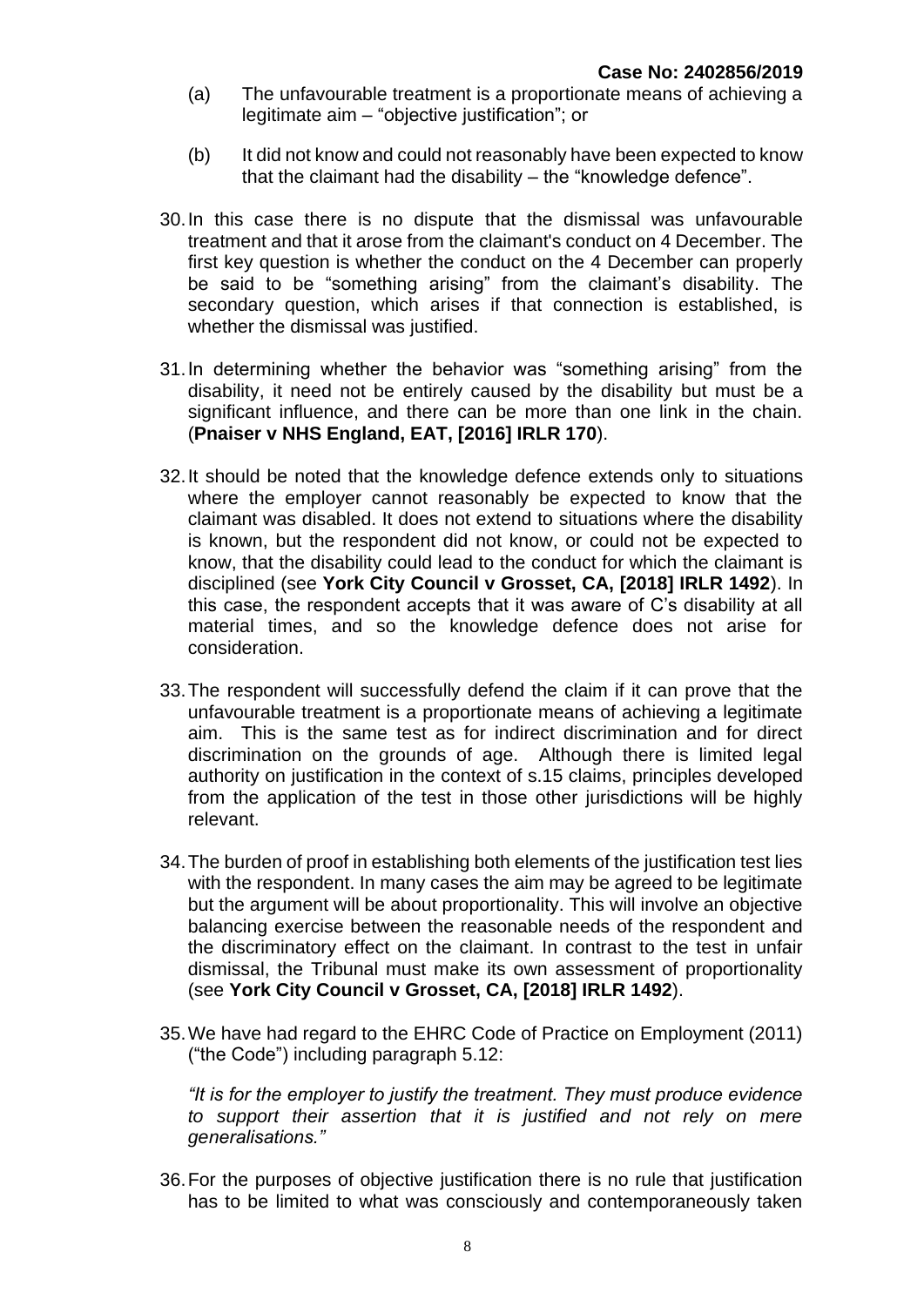(a) The unfavourable treatment is a proportionate means of achieving a legitimate aim – "objective justification"; or

(b) It did not know and could not reasonably have been expected to know that the claimant had the disability – the "knowledge defence".

30. In this case there is no dispute that the dismissal was unfavourable treatment and that it arose from the claimant's conduct on 4 December. The first key question is whether the conduct on the 4 December can properly be said to be "something arising" from the claimant's disability. The secondary question, which arises if that connection is established, is whether the dismissal was justified.

31. In determining whether the behavior was "something arising" from the disability, it need not be entirely caused by the disability but must be a significant influence, and there can be more than one link in the chain. (**Pnaiser v NHS England, EAT, [2016] IRLR 170**).

32. It should be noted that the knowledge defence extends only to situations where the employer cannot reasonably be expected to know that the claimant was disabled. It does not extend to situations where the disability is known, but the respondent did not know, or could not be expected to know, that the disability could lead to the conduct for which the claimant is disciplined (see **York City Council v Grosset, CA, [2018] IRLR 1492**). In this case, the respondent accepts that it was aware of C's disability at all material times, and so the knowledge defence does not arise for consideration.

33. The respondent will successfully defend the claim if it can prove that the unfavourable treatment is a proportionate means of achieving a legitimate aim. This is the same test as for indirect discrimination and for direct discrimination on the grounds of age. Although there is limited legal authority on justification in the context of s.15 claims, principles developed from the application of the test in those other jurisdictions will be highly relevant.

34. The burden of proof in establishing both elements of the justification test lies with the respondent. In many cases the aim may be agreed to be legitimate but the argument will be about proportionality. This will involve an objective balancing exercise between the reasonable needs of the respondent and the discriminatory effect on the claimant. In contrast to the test in unfair dismissal, the Tribunal must make its own assessment of proportionality (see **York City Council v Grosset, CA, [2018] IRLR 1492**).

35. We have had regard to the EHRC Code of Practice on Employment (2011) ("the Code") including paragraph 5.12:

*"It is for the employer to justify the treatment. They must produce evidence to support their assertion that it is justified and not rely on mere generalisations."*

36. For the purposes of objective justification there is no rule that justification has to be limited to what was consciously and contemporaneously taken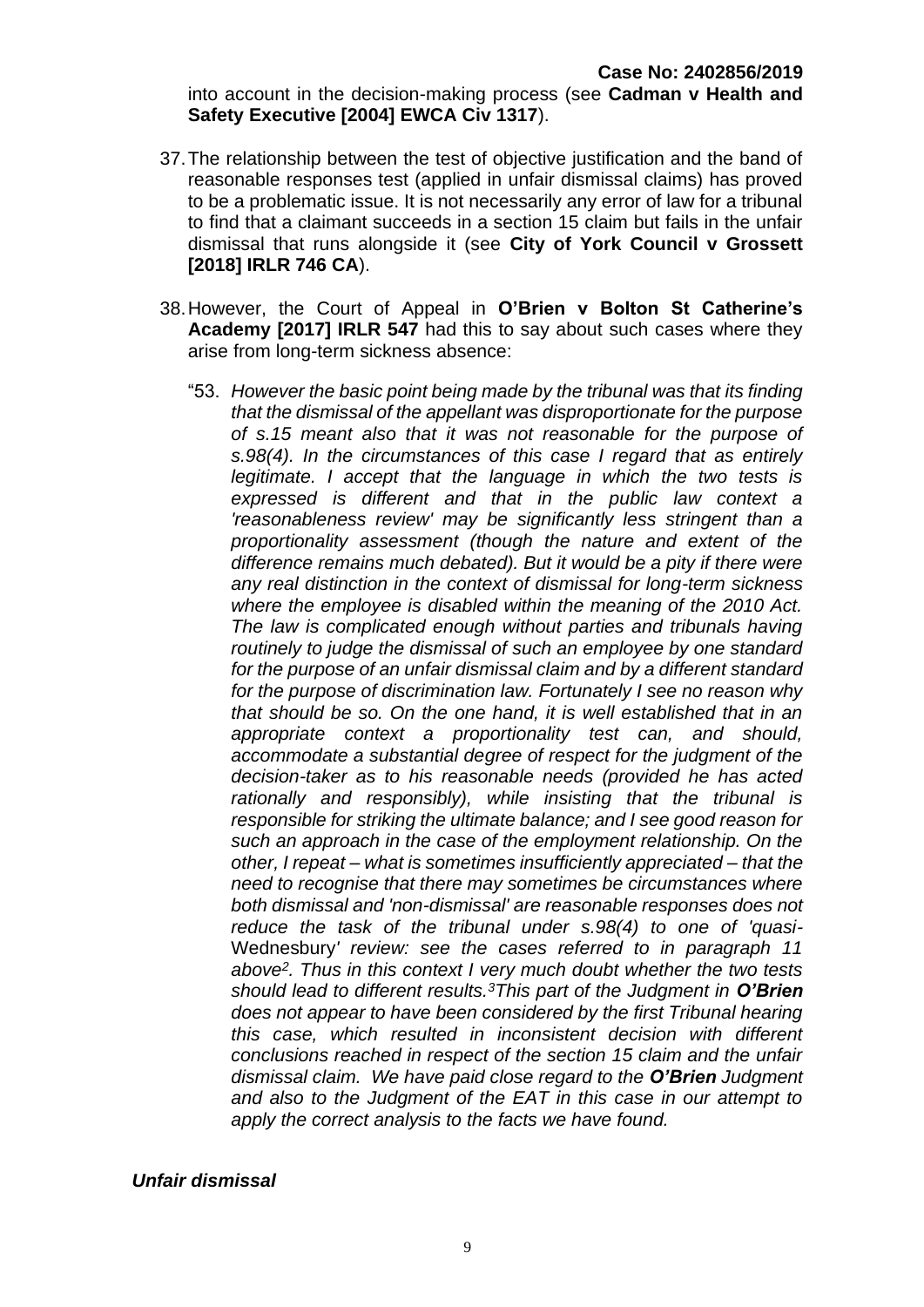into account in the decision-making process (see **Cadman v Health and Safety Executive [2004] EWCA Civ 1317**).

37. The relationship between the test of objective justification and the band of reasonable responses test (applied in unfair dismissal claims) has proved to be a problematic issue. It is not necessarily any error of law for a tribunal to find that a claimant succeeds in a section 15 claim but fails in the unfair dismissal that runs alongside it (see **City of York Council v Grossett [2018] IRLR 746 CA**).

38. However, the Court of Appeal in **O'Brien v Bolton St Catherine's Academy [2017] IRLR 547** had this to say about such cases where they arise from long-term sickness absence:

    "53. *However the basic point being made by the tribunal was that its finding that the dismissal of the appellant was disproportionate for the purpose of s.15 meant also that it was not reasonable for the purpose of s.98(4). In the circumstances of this case I regard that as entirely legitimate. I accept that the language in which the two tests is expressed is different and that in the public law context a 'reasonableness review' may be significantly less stringent than a proportionality assessment (though the nature and extent of the difference remains much debated). But it would be a pity if there were any real distinction in the context of dismissal for long-term sickness where the employee is disabled within the meaning of the 2010 Act. The law is complicated enough without parties and tribunals having routinely to judge the dismissal of such an employee by one standard for the purpose of an unfair dismissal claim and by a different standard for the purpose of discrimination law. Fortunately I see no reason why that should be so. On the one hand, it is well established that in an appropriate context a proportionality test can, and should, accommodate a substantial degree of respect for the judgment of the decision-taker as to his reasonable needs (provided he has acted rationally and responsibly), while insisting that the tribunal is responsible for striking the ultimate balance; and I see good reason for such an approach in the case of the employment relationship. On the other, I repeat – what is sometimes insufficiently appreciated – that the need to recognise that there may sometimes be circumstances where both dismissal and 'non-dismissal' are reasonable responses does not reduce the task of the tribunal under s.98(4) to one of 'quasi-*Wednesbury*' review: see the cases referred to in paragraph 11 above[2]. Thus in this context I very much doubt whether the two tests should lead to different results.[3]This part of the Judgment in **O'Brien** does not appear to have been considered by the first Tribunal hearing this case, which resulted in inconsistent decision with different conclusions reached in respect of the section 15 claim and the unfair dismissal claim. We have paid close regard to the **O'Brien** Judgment and also to the Judgment of the EAT in this case in our attempt to apply the correct analysis to the facts we have found.*

***Unfair dismissal***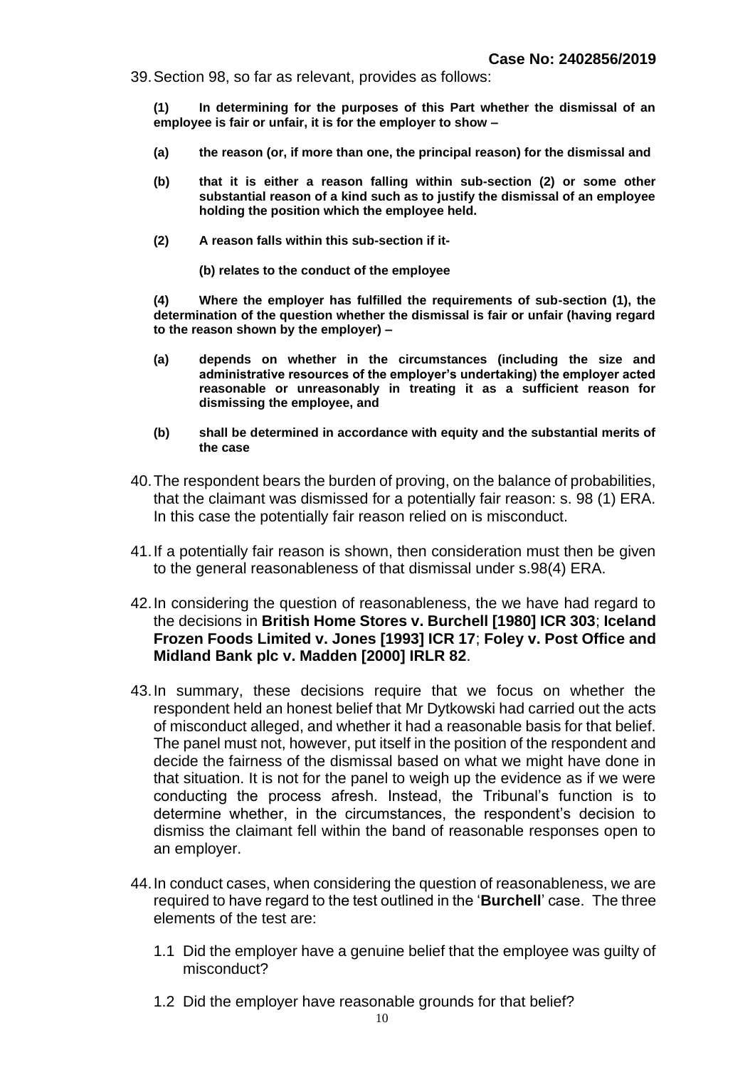39. Section 98, so far as relevant, provides as follows:

> **(1) In determining for the purposes of this Part whether the dismissal of an employee is fair or unfair, it is for the employer to show –**
>
> **(a) the reason (or, if more than one, the principal reason) for the dismissal and**
>
> **(b) that it is either a reason falling within sub-section (2) or some other substantial reason of a kind such as to justify the dismissal of an employee holding the position which the employee held.**
>
> **(2) A reason falls within this sub-section if it-**
>
> **(b) relates to the conduct of the employee**
>
> **(4) Where the employer has fulfilled the requirements of sub-section (1), the determination of the question whether the dismissal is fair or unfair (having regard to the reason shown by the employer) –**
>
> **(a) depends on whether in the circumstances (including the size and administrative resources of the employer's undertaking) the employer acted reasonable or unreasonably in treating it as a sufficient reason for dismissing the employee, and**
>
> **(b) shall be determined in accordance with equity and the substantial merits of the case**

40. The respondent bears the burden of proving, on the balance of probabilities, that the claimant was dismissed for a potentially fair reason: s. 98 (1) ERA. In this case the potentially fair reason relied on is misconduct.

41. If a potentially fair reason is shown, then consideration must then be given to the general reasonableness of that dismissal under s.98(4) ERA.

42. In considering the question of reasonableness, the we have had regard to the decisions in **British Home Stores v. Burchell [1980] ICR 303**; **Iceland Frozen Foods Limited v. Jones [1993] ICR 17**; **Foley v. Post Office and Midland Bank plc v. Madden [2000] IRLR 82**.

43. In summary, these decisions require that we focus on whether the respondent held an honest belief that Mr Dytkowski had carried out the acts of misconduct alleged, and whether it had a reasonable basis for that belief. The panel must not, however, put itself in the position of the respondent and decide the fairness of the dismissal based on what we might have done in that situation. It is not for the panel to weigh up the evidence as if we were conducting the process afresh. Instead, the Tribunal's function is to determine whether, in the circumstances, the respondent's decision to dismiss the claimant fell within the band of reasonable responses open to an employer.

44. In conduct cases, when considering the question of reasonableness, we are required to have regard to the test outlined in the '**Burchell**' case. The three elements of the test are:

    1.1 Did the employer have a genuine belief that the employee was guilty of misconduct?

    1.2 Did the employer have reasonable grounds for that belief?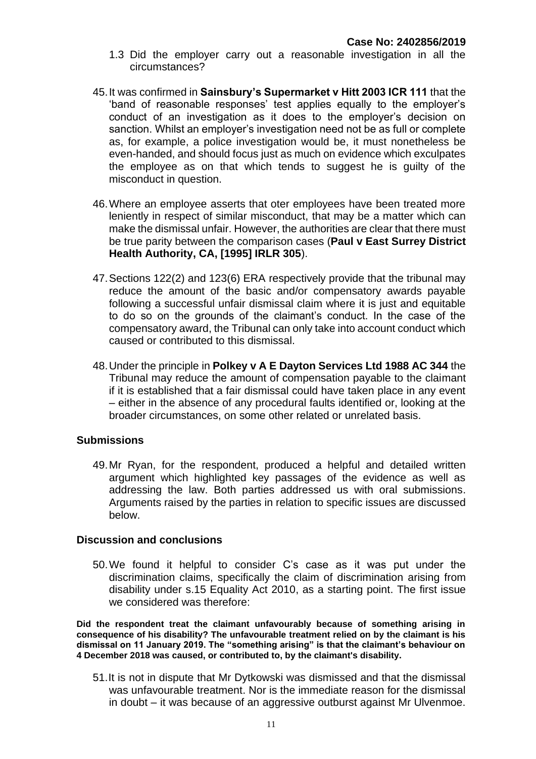1.3 Did the employer carry out a reasonable investigation in all the circumstances?

45. It was confirmed in **Sainsbury's Supermarket v Hitt 2003 ICR 111** that the 'band of reasonable responses' test applies equally to the employer's conduct of an investigation as it does to the employer's decision on sanction. Whilst an employer's investigation need not be as full or complete as, for example, a police investigation would be, it must nonetheless be even-handed, and should focus just as much on evidence which exculpates the employee as on that which tends to suggest he is guilty of the misconduct in question.

46. Where an employee asserts that oter employees have been treated more leniently in respect of similar misconduct, that may be a matter which can make the dismissal unfair. However, the authorities are clear that there must be true parity between the comparison cases (**Paul v East Surrey District Health Authority, CA, [1995] IRLR 305**).

47. Sections 122(2) and 123(6) ERA respectively provide that the tribunal may reduce the amount of the basic and/or compensatory awards payable following a successful unfair dismissal claim where it is just and equitable to do so on the grounds of the claimant's conduct. In the case of the compensatory award, the Tribunal can only take into account conduct which caused or contributed to this dismissal.

48. Under the principle in **Polkey v A E Dayton Services Ltd 1988 AC 344** the Tribunal may reduce the amount of compensation payable to the claimant if it is established that a fair dismissal could have taken place in any event – either in the absence of any procedural faults identified or, looking at the broader circumstances, on some other related or unrelated basis.

## Submissions

49. Mr Ryan, for the respondent, produced a helpful and detailed written argument which highlighted key passages of the evidence as well as addressing the law. Both parties addressed us with oral submissions. Arguments raised by the parties in relation to specific issues are discussed below.

## Discussion and conclusions

50. We found it helpful to consider C's case as it was put under the discrimination claims, specifically the claim of discrimination arising from disability under s.15 Equality Act 2010, as a starting point. The first issue we considered was therefore:

**Did the respondent treat the claimant unfavourably because of something arising in consequence of his disability? The unfavourable treatment relied on by the claimant is his dismissal on 11 January 2019. The "something arising" is that the claimant's behaviour on 4 December 2018 was caused, or contributed to, by the claimant's disability.**

51. It is not in dispute that Mr Dytkowski was dismissed and that the dismissal was unfavourable treatment. Nor is the immediate reason for the dismissal in doubt – it was because of an aggressive outburst against Mr Ulvenmoe.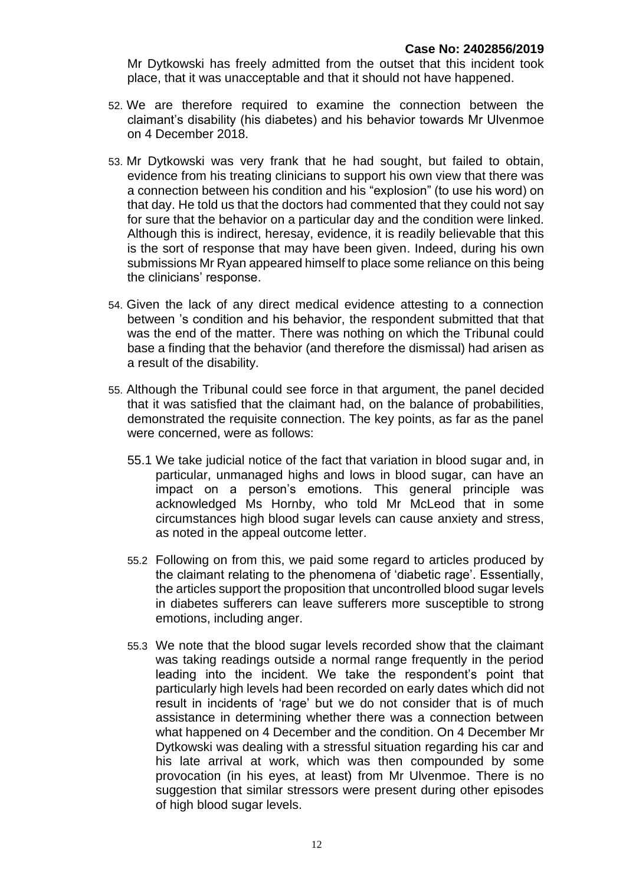Mr Dytkowski has freely admitted from the outset that this incident took place, that it was unacceptable and that it should not have happened.

52. We are therefore required to examine the connection between the claimant's disability (his diabetes) and his behavior towards Mr Ulvenmoe on 4 December 2018.

53. Mr Dytkowski was very frank that he had sought, but failed to obtain, evidence from his treating clinicians to support his own view that there was a connection between his condition and his "explosion" (to use his word) on that day. He told us that the doctors had commented that they could not say for sure that the behavior on a particular day and the condition were linked. Although this is indirect, heresay, evidence, it is readily believable that this is the sort of response that may have been given. Indeed, during his own submissions Mr Ryan appeared himself to place some reliance on this being the clinicians' response.

54. Given the lack of any direct medical evidence attesting to a connection between 's condition and his behavior, the respondent submitted that that was the end of the matter. There was nothing on which the Tribunal could base a finding that the behavior (and therefore the dismissal) had arisen as a result of the disability.

55. Although the Tribunal could see force in that argument, the panel decided that it was satisfied that the claimant had, on the balance of probabilities, demonstrated the requisite connection. The key points, as far as the panel were concerned, were as follows:

    55.1 We take judicial notice of the fact that variation in blood sugar and, in particular, unmanaged highs and lows in blood sugar, can have an impact on a person's emotions. This general principle was acknowledged Ms Hornby, who told Mr McLeod that in some circumstances high blood sugar levels can cause anxiety and stress, as noted in the appeal outcome letter.

    55.2 Following on from this, we paid some regard to articles produced by the claimant relating to the phenomena of 'diabetic rage'. Essentially, the articles support the proposition that uncontrolled blood sugar levels in diabetes sufferers can leave sufferers more susceptible to strong emotions, including anger.

    55.3 We note that the blood sugar levels recorded show that the claimant was taking readings outside a normal range frequently in the period leading into the incident. We take the respondent's point that particularly high levels had been recorded on early dates which did not result in incidents of 'rage' but we do not consider that is of much assistance in determining whether there was a connection between what happened on 4 December and the condition. On 4 December Mr Dytkowski was dealing with a stressful situation regarding his car and his late arrival at work, which was then compounded by some provocation (in his eyes, at least) from Mr Ulvenmoe. There is no suggestion that similar stressors were present during other episodes of high blood sugar levels.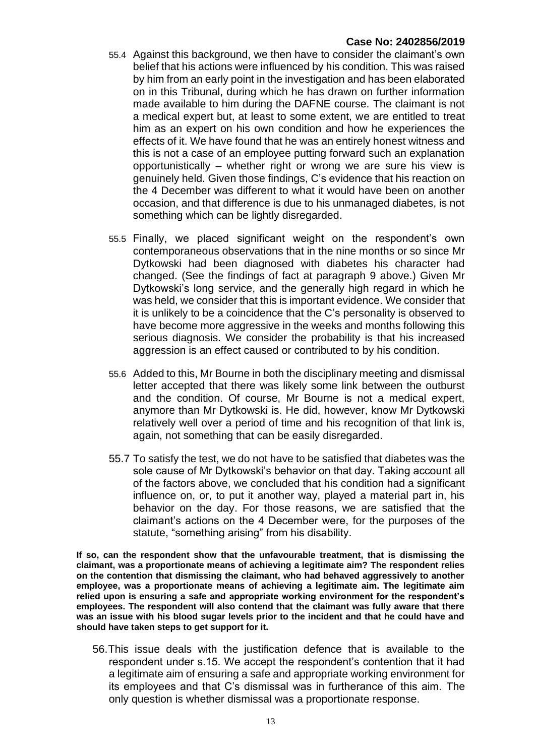55.4 Against this background, we then have to consider the claimant's own belief that his actions were influenced by his condition. This was raised by him from an early point in the investigation and has been elaborated on in this Tribunal, during which he has drawn on further information made available to him during the DAFNE course. The claimant is not a medical expert but, at least to some extent, we are entitled to treat him as an expert on his own condition and how he experiences the effects of it. We have found that he was an entirely honest witness and this is not a case of an employee putting forward such an explanation opportunistically – whether right or wrong we are sure his view is genuinely held. Given those findings, C's evidence that his reaction on the 4 December was different to what it would have been on another occasion, and that difference is due to his unmanaged diabetes, is not something which can be lightly disregarded.

55.5 Finally, we placed significant weight on the respondent's own contemporaneous observations that in the nine months or so since Mr Dytkowski had been diagnosed with diabetes his character had changed. (See the findings of fact at paragraph 9 above.) Given Mr Dytkowski's long service, and the generally high regard in which he was held, we consider that this is important evidence. We consider that it is unlikely to be a coincidence that the C's personality is observed to have become more aggressive in the weeks and months following this serious diagnosis. We consider the probability is that his increased aggression is an effect caused or contributed to by his condition.

55.6 Added to this, Mr Bourne in both the disciplinary meeting and dismissal letter accepted that there was likely some link between the outburst and the condition. Of course, Mr Bourne is not a medical expert, anymore than Mr Dytkowski is. He did, however, know Mr Dytkowski relatively well over a period of time and his recognition of that link is, again, not something that can be easily disregarded.

55.7 To satisfy the test, we do not have to be satisfied that diabetes was the sole cause of Mr Dytkowski's behavior on that day. Taking account all of the factors above, we concluded that his condition had a significant influence on, or, to put it another way, played a material part in, his behavior on the day. For those reasons, we are satisfied that the claimant's actions on the 4 December were, for the purposes of the statute, "something arising" from his disability.

**If so, can the respondent show that the unfavourable treatment, that is dismissing the claimant, was a proportionate means of achieving a legitimate aim? The respondent relies on the contention that dismissing the claimant, who had behaved aggressively to another employee, was a proportionate means of achieving a legitimate aim. The legitimate aim relied upon is ensuring a safe and appropriate working environment for the respondent's employees. The respondent will also contend that the claimant was fully aware that there was an issue with his blood sugar levels prior to the incident and that he could have and should have taken steps to get support for it.**

56. This issue deals with the justification defence that is available to the respondent under s.15. We accept the respondent's contention that it had a legitimate aim of ensuring a safe and appropriate working environment for its employees and that C's dismissal was in furtherance of this aim. The only question is whether dismissal was a proportionate response.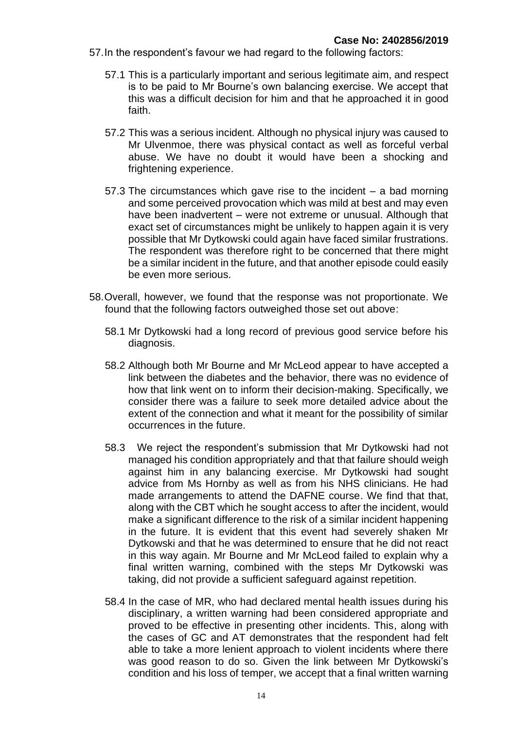57. In the respondent's favour we had regard to the following factors:

    57.1 This is a particularly important and serious legitimate aim, and respect is to be paid to Mr Bourne's own balancing exercise. We accept that this was a difficult decision for him and that he approached it in good faith.

    57.2 This was a serious incident. Although no physical injury was caused to Mr Ulvenmoe, there was physical contact as well as forceful verbal abuse. We have no doubt it would have been a shocking and frightening experience.

    57.3 The circumstances which gave rise to the incident – a bad morning and some perceived provocation which was mild at best and may even have been inadvertent – were not extreme or unusual. Although that exact set of circumstances might be unlikely to happen again it is very possible that Mr Dytkowski could again have faced similar frustrations. The respondent was therefore right to be concerned that there might be a similar incident in the future, and that another episode could easily be even more serious.

58. Overall, however, we found that the response was not proportionate. We found that the following factors outweighed those set out above:

    58.1 Mr Dytkowski had a long record of previous good service before his diagnosis.

    58.2 Although both Mr Bourne and Mr McLeod appear to have accepted a link between the diabetes and the behavior, there was no evidence of how that link went on to inform their decision-making. Specifically, we consider there was a failure to seek more detailed advice about the extent of the connection and what it meant for the possibility of similar occurrences in the future.

    58.3 We reject the respondent's submission that Mr Dytkowski had not managed his condition appropriately and that that failure should weigh against him in any balancing exercise. Mr Dytkowski had sought advice from Ms Hornby as well as from his NHS clinicians. He had made arrangements to attend the DAFNE course. We find that that, along with the CBT which he sought access to after the incident, would make a significant difference to the risk of a similar incident happening in the future. It is evident that this event had severely shaken Mr Dytkowski and that he was determined to ensure that he did not react in this way again. Mr Bourne and Mr McLeod failed to explain why a final written warning, combined with the steps Mr Dytkowski was taking, did not provide a sufficient safeguard against repetition.

    58.4 In the case of MR, who had declared mental health issues during his disciplinary, a written warning had been considered appropriate and proved to be effective in presenting other incidents. This, along with the cases of GC and AT demonstrates that the respondent had felt able to take a more lenient approach to violent incidents where there was good reason to do so. Given the link between Mr Dytkowski's condition and his loss of temper, we accept that a final written warning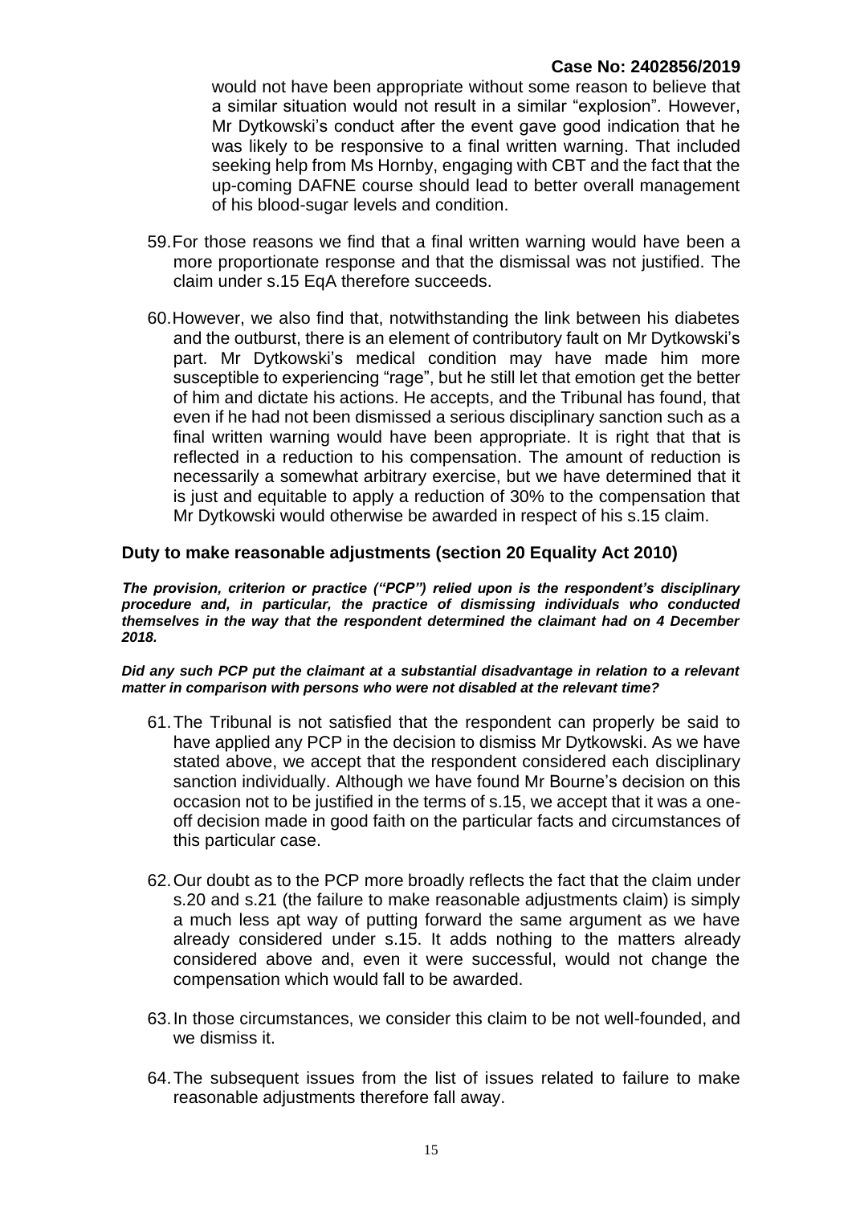would not have been appropriate without some reason to believe that a similar situation would not result in a similar "explosion". However, Mr Dytkowski's conduct after the event gave good indication that he was likely to be responsive to a final written warning. That included seeking help from Ms Hornby, engaging with CBT and the fact that the up-coming DAFNE course should lead to better overall management of his blood-sugar levels and condition.

59. For those reasons we find that a final written warning would have been a more proportionate response and that the dismissal was not justified. The claim under s.15 EqA therefore succeeds.

60. However, we also find that, notwithstanding the link between his diabetes and the outburst, there is an element of contributory fault on Mr Dytkowski's part. Mr Dytkowski's medical condition may have made him more susceptible to experiencing "rage", but he still let that emotion get the better of him and dictate his actions. He accepts, and the Tribunal has found, that even if he had not been dismissed a serious disciplinary sanction such as a final written warning would have been appropriate. It is right that that is reflected in a reduction to his compensation. The amount of reduction is necessarily a somewhat arbitrary exercise, but we have determined that it is just and equitable to apply a reduction of 30% to the compensation that Mr Dytkowski would otherwise be awarded in respect of his s.15 claim.

### Duty to make reasonable adjustments (section 20 Equality Act 2010)

***The provision, criterion or practice ("PCP") relied upon is the respondent's disciplinary procedure and, in particular, the practice of dismissing individuals who conducted themselves in the way that the respondent determined the claimant had on 4 December 2018.***

***Did any such PCP put the claimant at a substantial disadvantage in relation to a relevant matter in comparison with persons who were not disabled at the relevant time?***

61. The Tribunal is not satisfied that the respondent can properly be said to have applied any PCP in the decision to dismiss Mr Dytkowski. As we have stated above, we accept that the respondent considered each disciplinary sanction individually. Although we have found Mr Bourne's decision on this occasion not to be justified in the terms of s.15, we accept that it was a one-off decision made in good faith on the particular facts and circumstances of this particular case.

62. Our doubt as to the PCP more broadly reflects the fact that the claim under s.20 and s.21 (the failure to make reasonable adjustments claim) is simply a much less apt way of putting forward the same argument as we have already considered under s.15. It adds nothing to the matters already considered above and, even it were successful, would not change the compensation which would fall to be awarded.

63. In those circumstances, we consider this claim to be not well-founded, and we dismiss it.

64. The subsequent issues from the list of issues related to failure to make reasonable adjustments therefore fall away.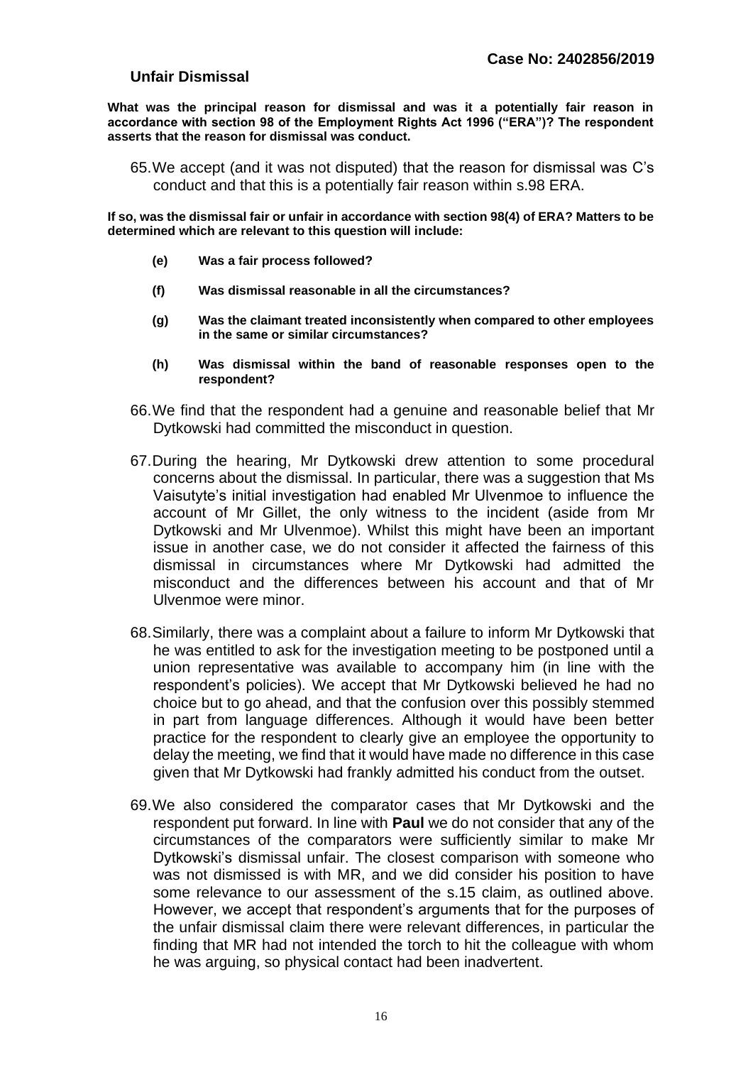## Unfair Dismissal

**What was the principal reason for dismissal and was it a potentially fair reason in accordance with section 98 of the Employment Rights Act 1996 ("ERA")? The respondent asserts that the reason for dismissal was conduct.**

65. We accept (and it was not disputed) that the reason for dismissal was C's conduct and that this is a potentially fair reason within s.98 ERA.

**If so, was the dismissal fair or unfair in accordance with section 98(4) of ERA? Matters to be determined which are relevant to this question will include:**

- **(e) Was a fair process followed?**
- **(f) Was dismissal reasonable in all the circumstances?**
- **(g) Was the claimant treated inconsistently when compared to other employees in the same or similar circumstances?**
- **(h) Was dismissal within the band of reasonable responses open to the respondent?**

66. We find that the respondent had a genuine and reasonable belief that Mr Dytkowski had committed the misconduct in question.

67. During the hearing, Mr Dytkowski drew attention to some procedural concerns about the dismissal. In particular, there was a suggestion that Ms Vaisutyte's initial investigation had enabled Mr Ulvenmoe to influence the account of Mr Gillet, the only witness to the incident (aside from Mr Dytkowski and Mr Ulvenmoe). Whilst this might have been an important issue in another case, we do not consider it affected the fairness of this dismissal in circumstances where Mr Dytkowski had admitted the misconduct and the differences between his account and that of Mr Ulvenmoe were minor.

68. Similarly, there was a complaint about a failure to inform Mr Dytkowski that he was entitled to ask for the investigation meeting to be postponed until a union representative was available to accompany him (in line with the respondent's policies). We accept that Mr Dytkowski believed he had no choice but to go ahead, and that the confusion over this possibly stemmed in part from language differences. Although it would have been better practice for the respondent to clearly give an employee the opportunity to delay the meeting, we find that it would have made no difference in this case given that Mr Dytkowski had frankly admitted his conduct from the outset.

69. We also considered the comparator cases that Mr Dytkowski and the respondent put forward. In line with **Paul** we do not consider that any of the circumstances of the comparators were sufficiently similar to make Mr Dytkowski's dismissal unfair. The closest comparison with someone who was not dismissed is with MR, and we did consider his position to have some relevance to our assessment of the s.15 claim, as outlined above. However, we accept that respondent's arguments that for the purposes of the unfair dismissal claim there were relevant differences, in particular the finding that MR had not intended the torch to hit the colleague with whom he was arguing, so physical contact had been inadvertent.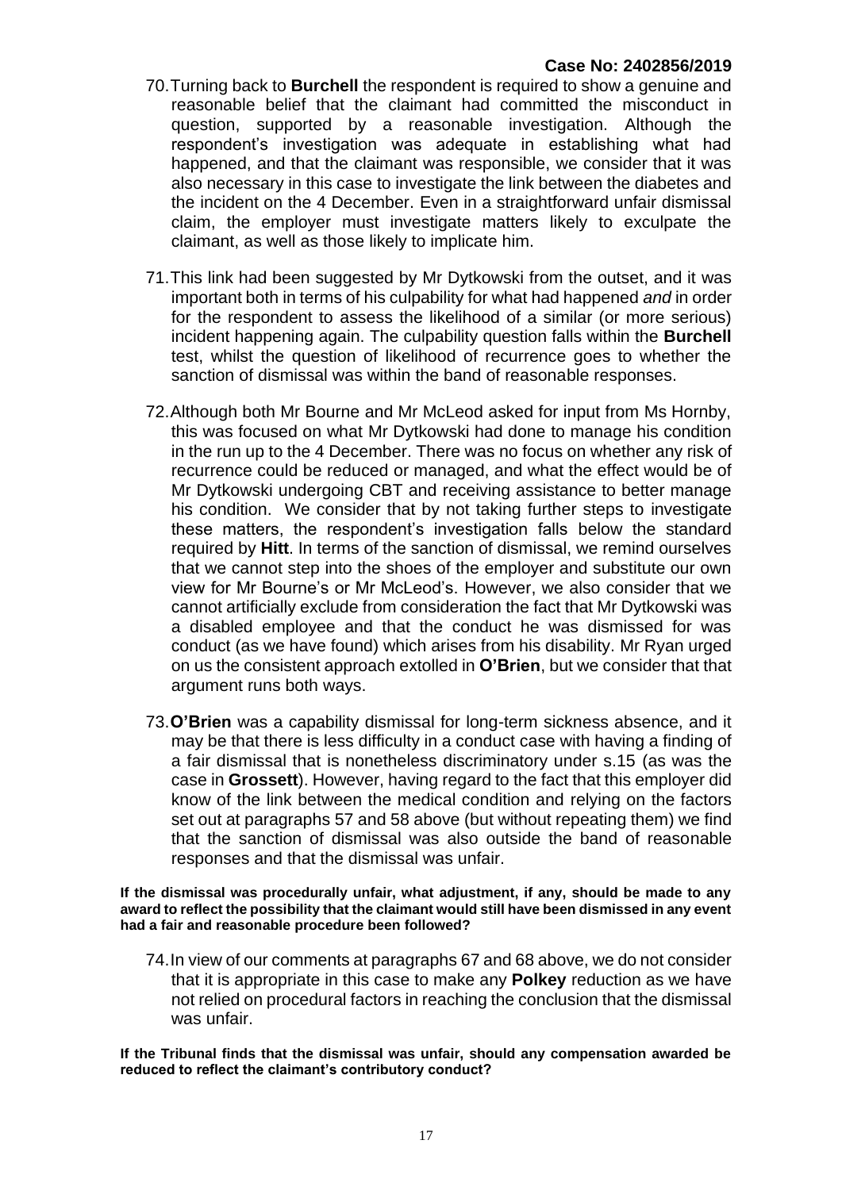70. Turning back to **Burchell** the respondent is required to show a genuine and reasonable belief that the claimant had committed the misconduct in question, supported by a reasonable investigation. Although the respondent's investigation was adequate in establishing what had happened, and that the claimant was responsible, we consider that it was also necessary in this case to investigate the link between the diabetes and the incident on the 4 December. Even in a straightforward unfair dismissal claim, the employer must investigate matters likely to exculpate the claimant, as well as those likely to implicate him.

71. This link had been suggested by Mr Dytkowski from the outset, and it was important both in terms of his culpability for what had happened *and* in order for the respondent to assess the likelihood of a similar (or more serious) incident happening again. The culpability question falls within the **Burchell** test, whilst the question of likelihood of recurrence goes to whether the sanction of dismissal was within the band of reasonable responses.

72. Although both Mr Bourne and Mr McLeod asked for input from Ms Hornby, this was focused on what Mr Dytkowski had done to manage his condition in the run up to the 4 December. There was no focus on whether any risk of recurrence could be reduced or managed, and what the effect would be of Mr Dytkowski undergoing CBT and receiving assistance to better manage his condition. We consider that by not taking further steps to investigate these matters, the respondent's investigation falls below the standard required by **Hitt**. In terms of the sanction of dismissal, we remind ourselves that we cannot step into the shoes of the employer and substitute our own view for Mr Bourne's or Mr McLeod's. However, we also consider that we cannot artificially exclude from consideration the fact that Mr Dytkowski was a disabled employee and that the conduct he was dismissed for was conduct (as we have found) which arises from his disability. Mr Ryan urged on us the consistent approach extolled in **O'Brien**, but we consider that that argument runs both ways.

73. **O'Brien** was a capability dismissal for long-term sickness absence, and it may be that there is less difficulty in a conduct case with having a finding of a fair dismissal that is nonetheless discriminatory under s.15 (as was the case in **Grossett**). However, having regard to the fact that this employer did know of the link between the medical condition and relying on the factors set out at paragraphs 57 and 58 above (but without repeating them) we find that the sanction of dismissal was also outside the band of reasonable responses and that the dismissal was unfair.

**If the dismissal was procedurally unfair, what adjustment, if any, should be made to any award to reflect the possibility that the claimant would still have been dismissed in any event had a fair and reasonable procedure been followed?**

74. In view of our comments at paragraphs 67 and 68 above, we do not consider that it is appropriate in this case to make any **Polkey** reduction as we have not relied on procedural factors in reaching the conclusion that the dismissal was unfair.

**If the Tribunal finds that the dismissal was unfair, should any compensation awarded be reduced to reflect the claimant's contributory conduct?**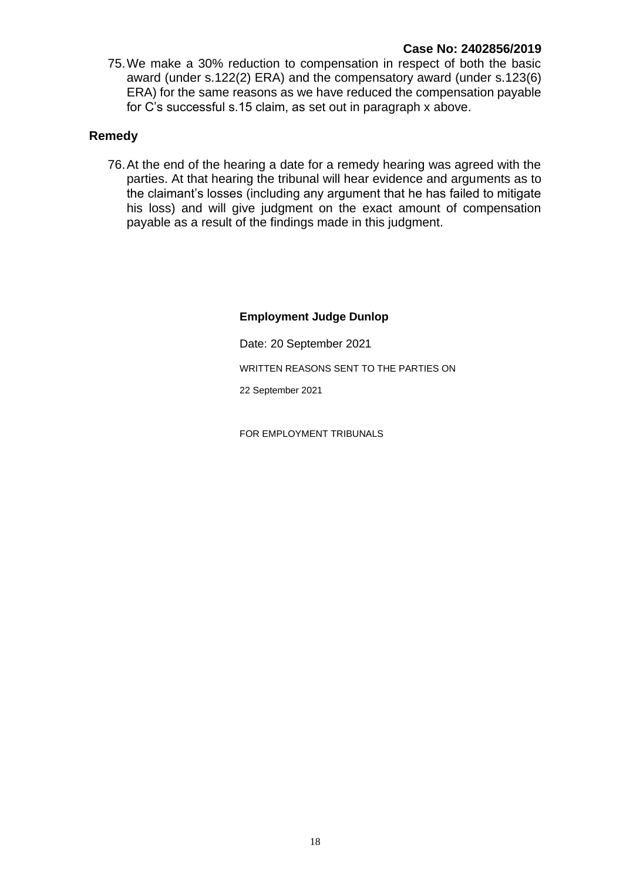75. We make a 30% reduction to compensation in respect of both the basic award (under s.122(2) ERA) and the compensatory award (under s.123(6) ERA) for the same reasons as we have reduced the compensation payable for C's successful s.15 claim, as set out in paragraph x above.

## Remedy

76. At the end of the hearing a date for a remedy hearing was agreed with the parties. At that hearing the tribunal will hear evidence and arguments as to the claimant's losses (including any argument that he has failed to mitigate his loss) and will give judgment on the exact amount of compensation payable as a result of the findings made in this judgment.

**Employment Judge Dunlop**

Date: 20 September 2021

WRITTEN REASONS SENT TO THE PARTIES ON

22 September 2021

FOR EMPLOYMENT TRIBUNALS